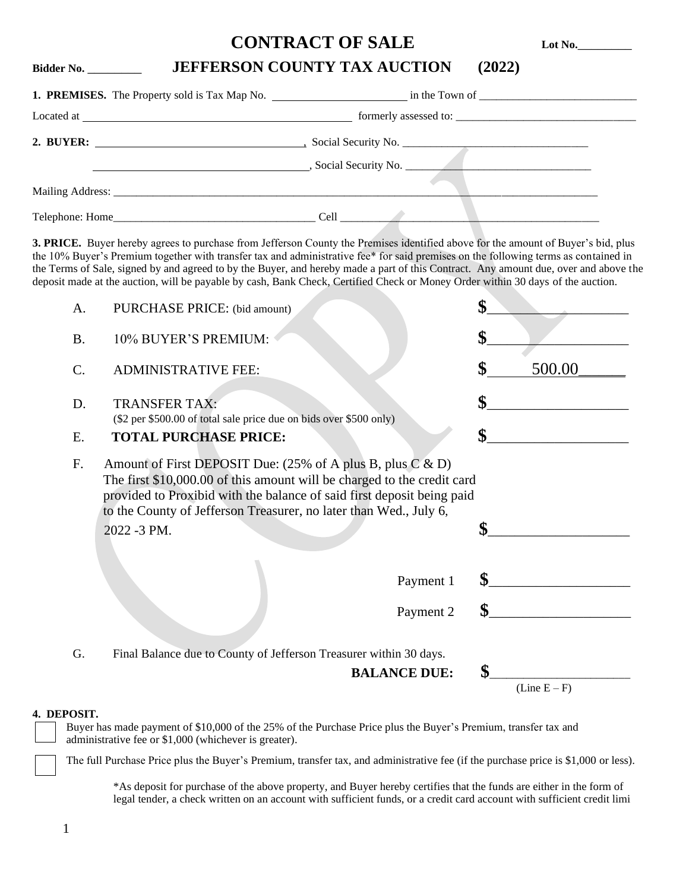# CONTRACT OF SALE

**Lot No.\_\_\_\_\_\_\_\_\_**

**Bidder No. \_\_\_\_\_\_\_\_\_** **JEFFERSON COUNTY TAX AUCTION (2022)**

**1. PREMISES.** The Property sold is Tax Map No. \_\_\_\_\_\_\_\_\_\_\_\_\_\_\_\_\_\_\_\_\_\_\_\_ in the Town of \_\_\_\_\_\_\_\_\_\_\_\_\_\_\_\_\_\_\_\_\_\_\_\_\_\_\_\_

Located at \_\_\_\_\_\_\_\_\_\_\_\_\_\_\_\_\_\_\_\_\_\_\_\_\_\_\_\_\_\_\_\_\_\_\_\_\_\_\_\_\_\_\_\_\_\_\_\_ formerly assessed to: \_\_\_\_\_\_\_\_\_\_\_\_\_\_\_\_\_\_\_\_\_\_\_\_\_\_\_\_\_\_\_\_

**2. BUYER:** \_\_\_\_\_\_\_\_\_\_\_\_\_\_\_\_\_\_\_\_\_\_\_\_\_\_\_\_\_\_\_\_\_\_\_\_\_\_, Social Security No. \_\_\_\_\_\_\_\_\_\_\_\_\_\_\_\_\_\_\_\_\_\_\_\_\_\_\_\_\_\_\_\_\_\_

\_\_\_\_\_\_\_\_\_\_\_\_\_\_\_\_\_\_\_\_\_\_\_\_\_\_\_\_\_\_\_\_\_\_\_\_\_\_, Social Security No. \_\_\_\_\_\_\_\_\_\_\_\_\_\_\_\_\_\_\_\_\_\_\_\_\_\_\_\_\_\_\_\_\_\_

Mailing Address: \_\_\_\_\_\_\_\_\_\_\_\_\_\_\_\_\_\_\_\_\_\_\_\_\_\_\_\_\_\_\_\_\_\_\_\_\_\_\_\_\_\_\_\_\_\_\_\_\_\_\_\_\_\_\_\_\_\_\_\_\_\_\_\_\_\_\_\_\_\_\_\_\_\_\_\_\_\_\_\_\_\_\_\_\_\_\_\_\_\_\_\_\_

Telephone: Home\_\_\_\_\_\_\_\_\_\_\_\_\_\_\_\_\_\_\_\_\_\_\_\_\_\_\_\_\_\_\_\_\_\_\_\_\_\_ Cell \_\_\_\_\_\_\_\_\_\_\_\_\_\_\_\_\_\_\_\_\_\_\_\_\_\_\_\_\_\_\_\_\_\_\_\_\_\_\_\_\_\_\_\_\_\_\_\_

**3. PRICE.** Buyer hereby agrees to purchase from Jefferson County the Premises identified above for the amount of Buyer's bid, plus the 10% Buyer's Premium together with transfer tax and administrative fee* for said premises on the following terms as contained in the Terms of Sale, signed by and agreed to by the Buyer, and hereby made a part of this Contract. Any amount due, over and above the deposit made at the auction, will be payable by cash, Bank Check, Certified Check or Money Order within 30 days of the auction.

A. PURCHASE PRICE: (bid amount) **$**\_\_\_\_\_\_\_\_\_\_\_\_\_\_\_\_\_\_\_

B. 10% BUYER'S PREMIUM: **$**\_\_\_\_\_\_\_\_\_\_\_\_\_\_\_\_\_\_\_

C. ADMINISTRATIVE FEE: **$** 500.00

D. TRANSFER TAX: **$**\_\_\_\_\_\_\_\_\_\_\_\_\_\_\_\_\_\_\_
($2 per $500.00 of total sale price due on bids over $500 only)

E. **TOTAL PURCHASE PRICE:** **$**\_\_\_\_\_\_\_\_\_\_\_\_\_\_\_\_\_\_\_

F. Amount of First DEPOSIT Due: (25% of A plus B, plus C & D) The first $10,000.00 of this amount will be charged to the credit card provided to Proxibid with the balance of said first deposit being paid to the County of Jefferson Treasurer, no later than Wed., July 6, 2022 -3 PM. **$**\_\_\_\_\_\_\_\_\_\_\_\_\_\_\_\_\_\_\_

Payment 1 **$**\_\_\_\_\_\_\_\_\_\_\_\_\_\_\_\_\_\_\_

Payment 2 **$**\_\_\_\_\_\_\_\_\_\_\_\_\_\_\_\_\_\_\_

G. Final Balance due to County of Jefferson Treasurer within 30 days.

**BALANCE DUE:** **$**\_\_\_\_\_\_\_\_\_\_\_\_\_\_\_\_\_\_\_
(Line E – F)

**4. DEPOSIT.**

☐ Buyer has made payment of $10,000 of the 25% of the Purchase Price plus the Buyer's Premium, transfer tax and administrative fee or $1,000 (whichever is greater).

☐ The full Purchase Price plus the Buyer's Premium, transfer tax, and administrative fee (if the purchase price is $1,000 or less).

*As deposit for purchase of the above property, and Buyer hereby certifies that the funds are either in the form of legal tender, a check written on an account with sufficient funds, or a credit card account with sufficient credit limi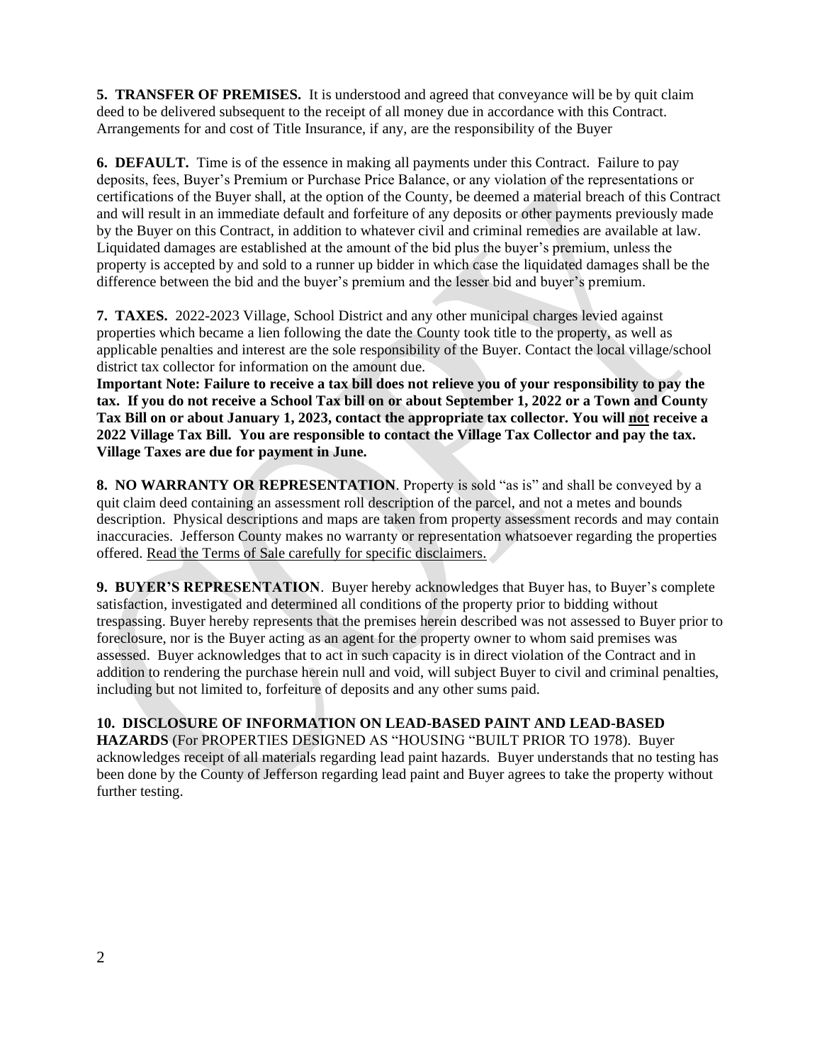**5. TRANSFER OF PREMISES.** It is understood and agreed that conveyance will be by quit claim deed to be delivered subsequent to the receipt of all money due in accordance with this Contract. Arrangements for and cost of Title Insurance, if any, are the responsibility of the Buyer

**6. DEFAULT.** Time is of the essence in making all payments under this Contract. Failure to pay deposits, fees, Buyer's Premium or Purchase Price Balance, or any violation of the representations or certifications of the Buyer shall, at the option of the County, be deemed a material breach of this Contract and will result in an immediate default and forfeiture of any deposits or other payments previously made by the Buyer on this Contract, in addition to whatever civil and criminal remedies are available at law. Liquidated damages are established at the amount of the bid plus the buyer's premium, unless the property is accepted by and sold to a runner up bidder in which case the liquidated damages shall be the difference between the bid and the buyer's premium and the lesser bid and buyer's premium.

**7. TAXES.** 2022-2023 Village, School District and any other municipal charges levied against properties which became a lien following the date the County took title to the property, as well as applicable penalties and interest are the sole responsibility of the Buyer. Contact the local village/school district tax collector for information on the amount due.
**Important Note: Failure to receive a tax bill does not relieve you of your responsibility to pay the tax. If you do not receive a School Tax bill on or about September 1, 2022 or a Town and County Tax Bill on or about January 1, 2023, contact the appropriate tax collector. You will <u>not</u> receive a 2022 Village Tax Bill. You are responsible to contact the Village Tax Collector and pay the tax. Village Taxes are due for payment in June.**

**8. NO WARRANTY OR REPRESENTATION**. Property is sold "as is" and shall be conveyed by a quit claim deed containing an assessment roll description of the parcel, and not a metes and bounds description. Physical descriptions and maps are taken from property assessment records and may contain inaccuracies. Jefferson County makes no warranty or representation whatsoever regarding the properties offered. <u>Read the Terms of Sale carefully for specific disclaimers.</u>

**9. BUYER'S REPRESENTATION**. Buyer hereby acknowledges that Buyer has, to Buyer's complete satisfaction, investigated and determined all conditions of the property prior to bidding without trespassing. Buyer hereby represents that the premises herein described was not assessed to Buyer prior to foreclosure, nor is the Buyer acting as an agent for the property owner to whom said premises was assessed. Buyer acknowledges that to act in such capacity is in direct violation of the Contract and in addition to rendering the purchase herein null and void, will subject Buyer to civil and criminal penalties, including but not limited to, forfeiture of deposits and any other sums paid.

**10. DISCLOSURE OF INFORMATION ON LEAD-BASED PAINT AND LEAD-BASED HAZARDS** (For PROPERTIES DESIGNED AS "HOUSING "BUILT PRIOR TO 1978). Buyer acknowledges receipt of all materials regarding lead paint hazards. Buyer understands that no testing has been done by the County of Jefferson regarding lead paint and Buyer agrees to take the property without further testing.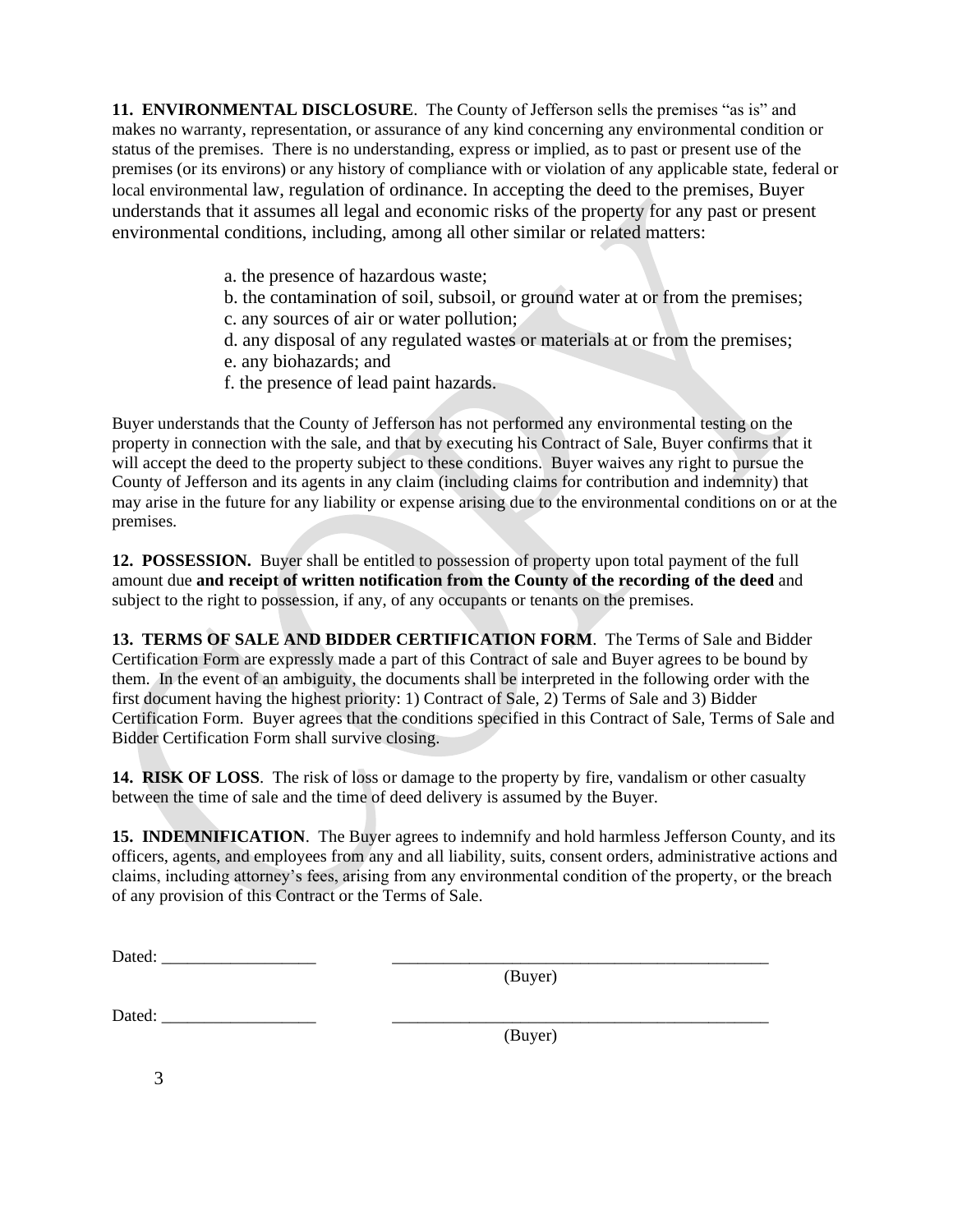**11. ENVIRONMENTAL DISCLOSURE**. The County of Jefferson sells the premises "as is" and makes no warranty, representation, or assurance of any kind concerning any environmental condition or status of the premises. There is no understanding, express or implied, as to past or present use of the premises (or its environs) or any history of compliance with or violation of any applicable state, federal or local environmental law, regulation of ordinance. In accepting the deed to the premises, Buyer understands that it assumes all legal and economic risks of the property for any past or present environmental conditions, including, among all other similar or related matters:

a. the presence of hazardous waste;
b. the contamination of soil, subsoil, or ground water at or from the premises;
c. any sources of air or water pollution;
d. any disposal of any regulated wastes or materials at or from the premises;
e. any biohazards; and
f. the presence of lead paint hazards.

Buyer understands that the County of Jefferson has not performed any environmental testing on the property in connection with the sale, and that by executing his Contract of Sale, Buyer confirms that it will accept the deed to the property subject to these conditions. Buyer waives any right to pursue the County of Jefferson and its agents in any claim (including claims for contribution and indemnity) that may arise in the future for any liability or expense arising due to the environmental conditions on or at the premises.

**12. POSSESSION.** Buyer shall be entitled to possession of property upon total payment of the full amount due **and receipt of written notification from the County of the recording of the deed** and subject to the right to possession, if any, of any occupants or tenants on the premises.

**13. TERMS OF SALE AND BIDDER CERTIFICATION FORM**. The Terms of Sale and Bidder Certification Form are expressly made a part of this Contract of sale and Buyer agrees to be bound by them. In the event of an ambiguity, the documents shall be interpreted in the following order with the first document having the highest priority: 1) Contract of Sale, 2) Terms of Sale and 3) Bidder Certification Form. Buyer agrees that the conditions specified in this Contract of Sale, Terms of Sale and Bidder Certification Form shall survive closing.

**14. RISK OF LOSS**. The risk of loss or damage to the property by fire, vandalism or other casualty between the time of sale and the time of deed delivery is assumed by the Buyer.

**15. INDEMNIFICATION**. The Buyer agrees to indemnify and hold harmless Jefferson County, and its officers, agents, and employees from any and all liability, suits, consent orders, administrative actions and claims, including attorney's fees, arising from any environmental condition of the property, or the breach of any provision of this Contract or the Terms of Sale.

Dated: __________________ _____________________________________________
(Buyer)

Dated: __________________ _____________________________________________
(Buyer)